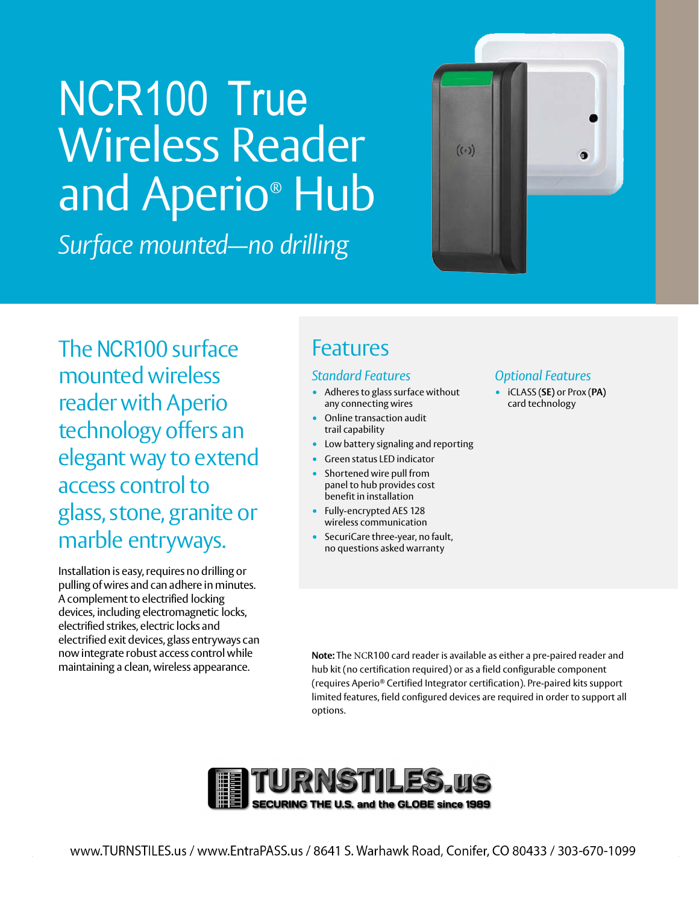# NCR100 True Wireless Reader and Aperio® Hub

*Surface mounted—no drilling*

## The NCR100 surface mounted wireless reader with Aperio technology offers an elegant way to extend access control to glass, stone, granite or marble entryways.

Installation is easy, requires no drilling or pulling of wires and can adhere in minutes. A complement to electrified locking devices, including electromagnetic locks, electrified strikes, electric locks and electrified exit devices, glass entryways can now integrate robust access control while maintaining a clean, wireless appearance.

## Features

### *Standard Features*

- Adheres to glass surface without any connecting wires
- Online transaction audit trail capability
- Low battery signaling and reporting
- Green status LED indicator
- Shortened wire pull from panel to hub provides cost benefit in installation
- Fully-encrypted AES 128 wireless communication
- SecuriCare three-year, no fault, no questions asked warranty

### *Optional Features*

- iCLASS (**SE**) or Prox (**PA**) card technology

**Note:** The NCR100 card reader is available as either a pre-paired reader and hub kit (no certification required) or as a field configurable component (requires Aperio® Certified Integrator certification). Pre-paired kits support limited features, field configured devices are required in order to support all options.

TURNSTILES.us — SECURING THE U.S. and the GLOBE since 1989

www.TURNSTILES.us / www.EntraPASS.us / 8641 S. Warhawk Road, Conifer, CO 80433 / 303-670-1099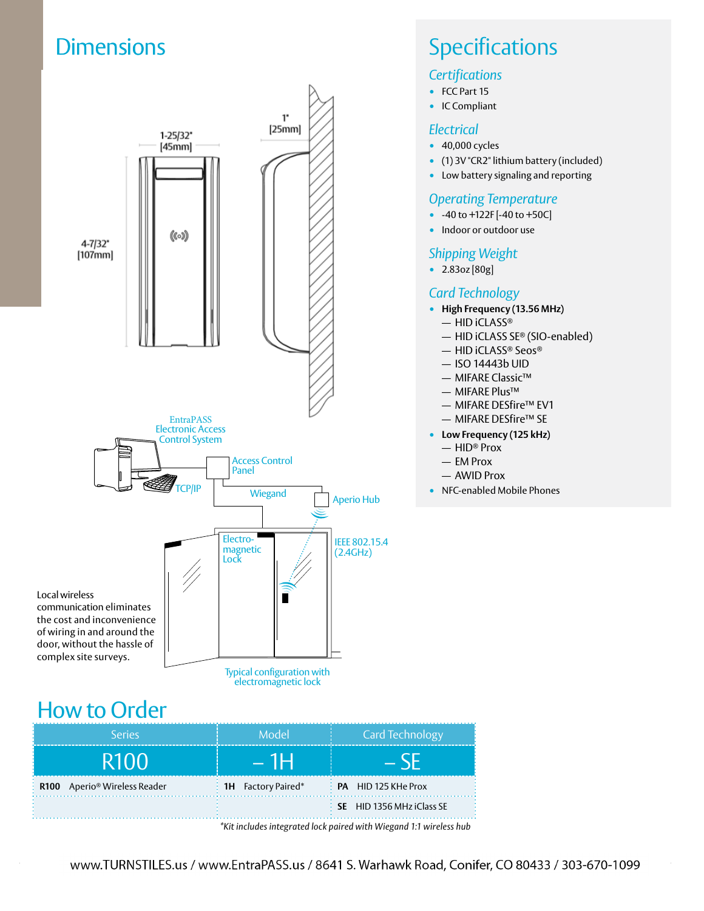## Dimensions

1-25/32"
[45mm]

1"
[25mm]

4-7/32"
[107mm]

EntraPASS
Electronic Access
Control System

Access Control
Panel

TCP/IP

Wiegand

Aperio Hub

Electro-
magnetic
Lock

IEEE 802.15.4
(2.4GHz)

Local wireless communication eliminates the cost and inconvenience of wiring in and around the door, without the hassle of complex site surveys.

Typical configuration with electromagnetic lock

## Specifications

### *Certifications*

- FCC Part 15
- IC Compliant

### *Electrical*

- 40,000 cycles
- (1) 3V "CR2" lithium battery (included)
- Low battery signaling and reporting

### *Operating Temperature*

- -40 to +122F [-40 to +50C]
- Indoor or outdoor use

### *Shipping Weight*

- 2.83oz [80g]

### *Card Technology*

- **High Frequency (13.56 MHz)**
  - — HID iCLASS®
  - — HID iCLASS SE® (SIO-enabled)
  - — HID iCLASS® Seos®
  - — ISO 14443b UID
  - — MIFARE Classic™
  - — MIFARE Plus™
  - — MIFARE DESfire™ EV1
  - — MIFARE DESfire™ SE
- **Low Frequency (125 kHz)**
  - — HID® Prox
  - — EM Prox
  - — AWID Prox
- NFC-enabled Mobile Phones

## How to Order

| Series | Model | Card Technology |
|---|---|---|
| R100 | – 1H | – SE |
| **R100** Aperio® Wireless Reader | **1H** Factory Paired* | **PA** HID 125 KHe Prox |
| | | **SE** HID 1356 MHz iClass SE |

*\*Kit includes integrated lock paired with Wiegand 1:1 wireless hub*

www.TURNSTILES.us / www.EntraPASS.us / 8641 S. Warhawk Road, Conifer, CO 80433 / 303-670-1099